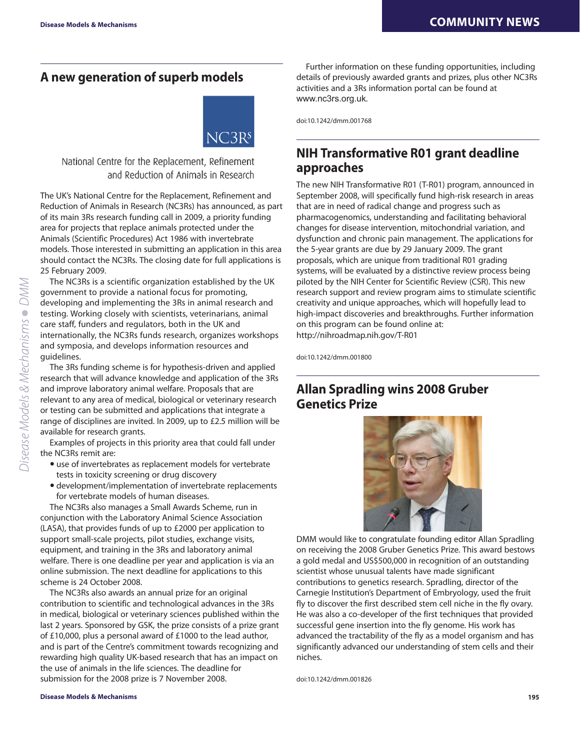## A new generation of superb models

National Centre for the Replacement, Refinement and Reduction of Animals in Research

The UK's National Centre for the Replacement, Refinement and Reduction of Animals in Research (NC3Rs) has announced, as part of its main 3Rs research funding call in 2009, a priority funding area for projects that replace animals protected under the Animals (Scientific Procedures) Act 1986 with invertebrate models. Those interested in submitting an application in this area should contact the NC3Rs. The closing date for full applications is 25 February 2009.

The NC3Rs is a scientific organization established by the UK government to provide a national focus for promoting, developing and implementing the 3Rs in animal research and testing. Working closely with scientists, veterinarians, animal care staff, funders and regulators, both in the UK and internationally, the NC3Rs funds research, organizes workshops and symposia, and develops information resources and guidelines.

The 3Rs funding scheme is for hypothesis-driven and applied research that will advance knowledge and application of the 3Rs and improve laboratory animal welfare. Proposals that are relevant to any area of medical, biological or veterinary research or testing can be submitted and applications that integrate a range of disciplines are invited. In 2009, up to £2.5 million will be available for research grants.

Examples of projects in this priority area that could fall under the NC3Rs remit are:

- use of invertebrates as replacement models for vertebrate tests in toxicity screening or drug discovery
- development/implementation of invertebrate replacements for vertebrate models of human diseases.

The NC3Rs also manages a Small Awards Scheme, run in conjunction with the Laboratory Animal Science Association (LASA), that provides funds of up to £2000 per application to support small-scale projects, pilot studies, exchange visits, equipment, and training in the 3Rs and laboratory animal welfare. There is one deadline per year and application is via an online submission. The next deadline for applications to this scheme is 24 October 2008.

The NC3Rs also awards an annual prize for an original contribution to scientific and technological advances in the 3Rs in medical, biological or veterinary sciences published within the last 2 years. Sponsored by GSK, the prize consists of a prize grant of £10,000, plus a personal award of £1000 to the lead author, and is part of the Centre's commitment towards recognizing and rewarding high quality UK-based research that has an impact on the use of animals in the life sciences. The deadline for submission for the 2008 prize is 7 November 2008.

Further information on these funding opportunities, including details of previously awarded grants and prizes, plus other NC3Rs activities and a 3Rs information portal can be found at www.nc3rs.org.uk.

doi:10.1242/dmm.001768

## NIH Transformative R01 grant deadline approaches

The new NIH Transformative R01 (T-R01) program, announced in September 2008, will specifically fund high-risk research in areas that are in need of radical change and progress such as pharmacogenomics, understanding and facilitating behavioral changes for disease intervention, mitochondrial variation, and dysfunction and chronic pain management. The applications for the 5-year grants are due by 29 January 2009. The grant proposals, which are unique from traditional R01 grading systems, will be evaluated by a distinctive review process being piloted by the NIH Center for Scientific Review (CSR). This new research support and review program aims to stimulate scientific creativity and unique approaches, which will hopefully lead to high-impact discoveries and breakthroughs. Further information on this program can be found online at: http://nihroadmap.nih.gov/T-R01

doi:10.1242/dmm.001800

## Allan Spradling wins 2008 Gruber Genetics Prize

DMM would like to congratulate founding editor Allan Spradling on receiving the 2008 Gruber Genetics Prize. This award bestows a gold medal and US$500,000 in recognition of an outstanding scientist whose unusual talents have made significant contributions to genetics research. Spradling, director of the Carnegie Institution's Department of Embryology, used the fruit fly to discover the first described stem cell niche in the fly ovary. He was also a co-developer of the first techniques that provided successful gene insertion into the fly genome. His work has advanced the tractability of the fly as a model organism and has significantly advanced our understanding of stem cells and their niches.

doi:10.1242/dmm.001826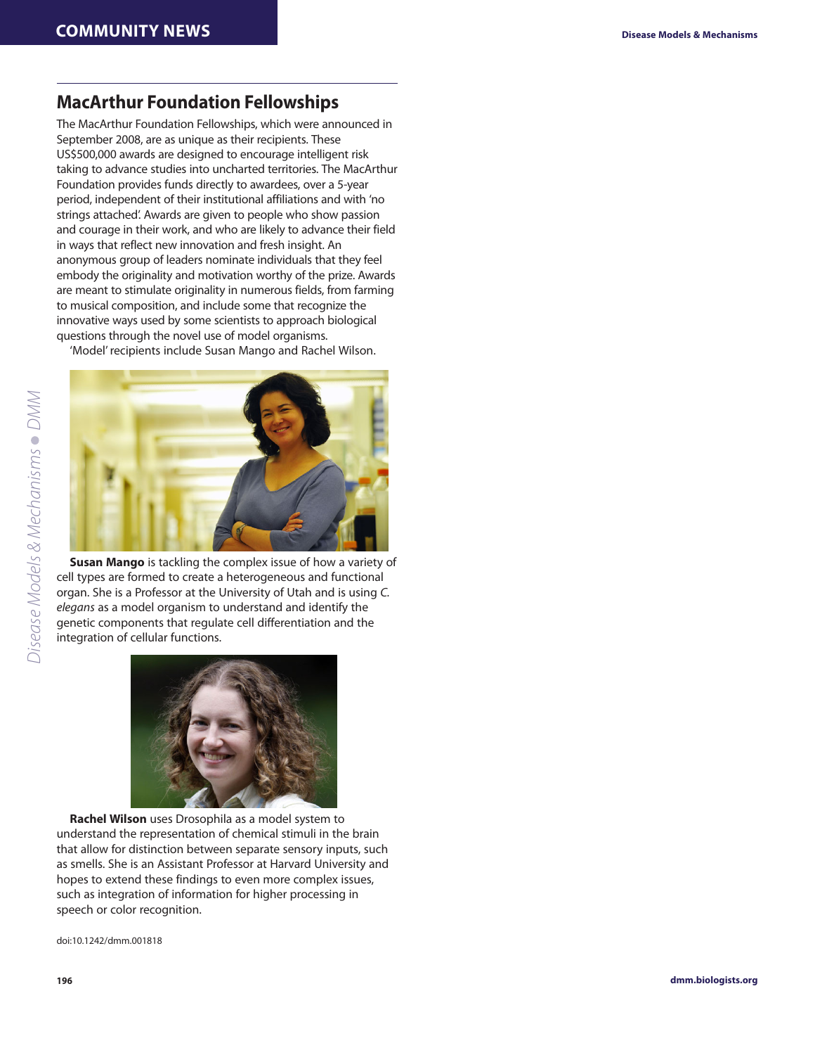## MacArthur Foundation Fellowships

The MacArthur Foundation Fellowships, which were announced in September 2008, are as unique as their recipients. These US$500,000 awards are designed to encourage intelligent risk taking to advance studies into uncharted territories. The MacArthur Foundation provides funds directly to awardees, over a 5-year period, independent of their institutional affiliations and with 'no strings attached'. Awards are given to people who show passion and courage in their work, and who are likely to advance their field in ways that reflect new innovation and fresh insight. An anonymous group of leaders nominate individuals that they feel embody the originality and motivation worthy of the prize. Awards are meant to stimulate originality in numerous fields, from farming to musical composition, and include some that recognize the innovative ways used by some scientists to approach biological questions through the novel use of model organisms.

'Model' recipients include Susan Mango and Rachel Wilson.

**Susan Mango** is tackling the complex issue of how a variety of cell types are formed to create a heterogeneous and functional organ. She is a Professor at the University of Utah and is using *C. elegans* as a model organism to understand and identify the genetic components that regulate cell differentiation and the integration of cellular functions.

**Rachel Wilson** uses Drosophila as a model system to understand the representation of chemical stimuli in the brain that allow for distinction between separate sensory inputs, such as smells. She is an Assistant Professor at Harvard University and hopes to extend these findings to even more complex issues, such as integration of information for higher processing in speech or color recognition.

doi:10.1242/dmm.001818